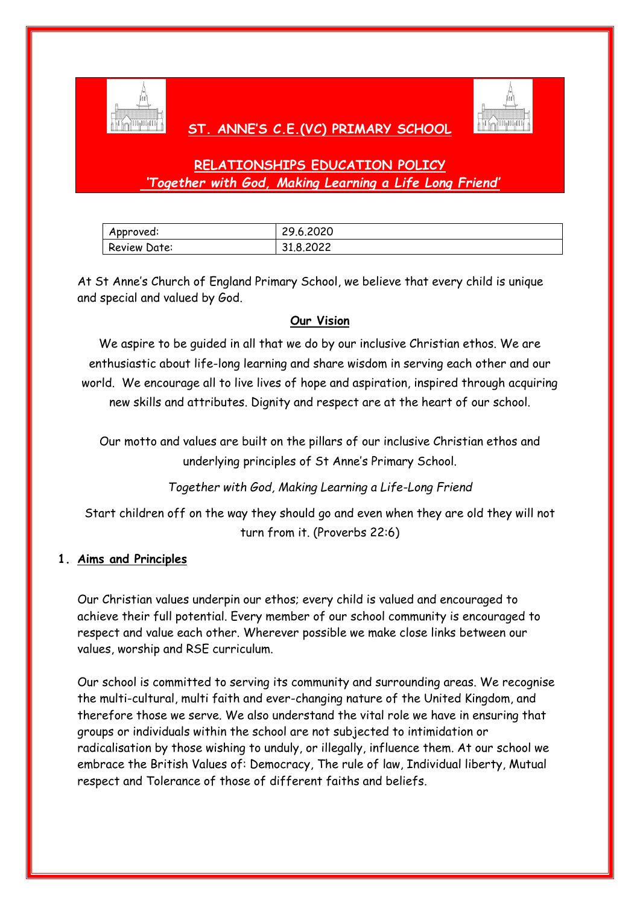# ST. ANNE'S C.E.(VC) PRIMARY SCHOOL

## RELATIONSHIPS EDUCATION POLICY

*'Together with God, Making Learning a Life Long Friend'*

| Approved: | 29.6.2020 |
|---|---|
| Review Date: | 31.8.2022 |

At St Anne's Church of England Primary School, we believe that every child is unique and special and valued by God.

### Our Vision

We aspire to be guided in all that we do by our inclusive Christian ethos. We are enthusiastic about life-long learning and share wisdom in serving each other and our world. We encourage all to live lives of hope and aspiration, inspired through acquiring new skills and attributes. Dignity and respect are at the heart of our school.

Our motto and values are built on the pillars of our inclusive Christian ethos and underlying principles of St Anne's Primary School.

*Together with God, Making Learning a Life-Long Friend*

Start children off on the way they should go and even when they are old they will not turn from it. (Proverbs 22:6)

## 1. Aims and Principles

Our Christian values underpin our ethos; every child is valued and encouraged to achieve their full potential. Every member of our school community is encouraged to respect and value each other. Wherever possible we make close links between our values, worship and RSE curriculum.

Our school is committed to serving its community and surrounding areas. We recognise the multi-cultural, multi faith and ever-changing nature of the United Kingdom, and therefore those we serve. We also understand the vital role we have in ensuring that groups or individuals within the school are not subjected to intimidation or radicalisation by those wishing to unduly, or illegally, influence them. At our school we embrace the British Values of: Democracy, The rule of law, Individual liberty, Mutual respect and Tolerance of those of different faiths and beliefs.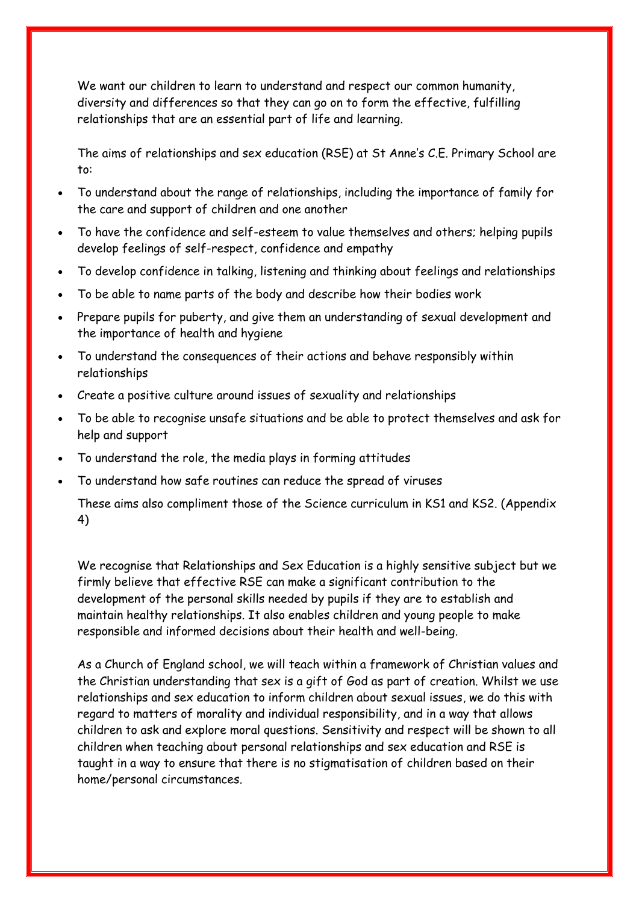We want our children to learn to understand and respect our common humanity, diversity and differences so that they can go on to form the effective, fulfilling relationships that are an essential part of life and learning.

The aims of relationships and sex education (RSE) at St Anne's C.E. Primary School are to:

- To understand about the range of relationships, including the importance of family for the care and support of children and one another
- To have the confidence and self-esteem to value themselves and others; helping pupils develop feelings of self-respect, confidence and empathy
- To develop confidence in talking, listening and thinking about feelings and relationships
- To be able to name parts of the body and describe how their bodies work
- Prepare pupils for puberty, and give them an understanding of sexual development and the importance of health and hygiene
- To understand the consequences of their actions and behave responsibly within relationships
- Create a positive culture around issues of sexuality and relationships
- To be able to recognise unsafe situations and be able to protect themselves and ask for help and support
- To understand the role, the media plays in forming attitudes
- To understand how safe routines can reduce the spread of viruses

These aims also compliment those of the Science curriculum in KS1 and KS2. (Appendix 4)

We recognise that Relationships and Sex Education is a highly sensitive subject but we firmly believe that effective RSE can make a significant contribution to the development of the personal skills needed by pupils if they are to establish and maintain healthy relationships. It also enables children and young people to make responsible and informed decisions about their health and well-being.

As a Church of England school, we will teach within a framework of Christian values and the Christian understanding that sex is a gift of God as part of creation. Whilst we use relationships and sex education to inform children about sexual issues, we do this with regard to matters of morality and individual responsibility, and in a way that allows children to ask and explore moral questions. Sensitivity and respect will be shown to all children when teaching about personal relationships and sex education and RSE is taught in a way to ensure that there is no stigmatisation of children based on their home/personal circumstances.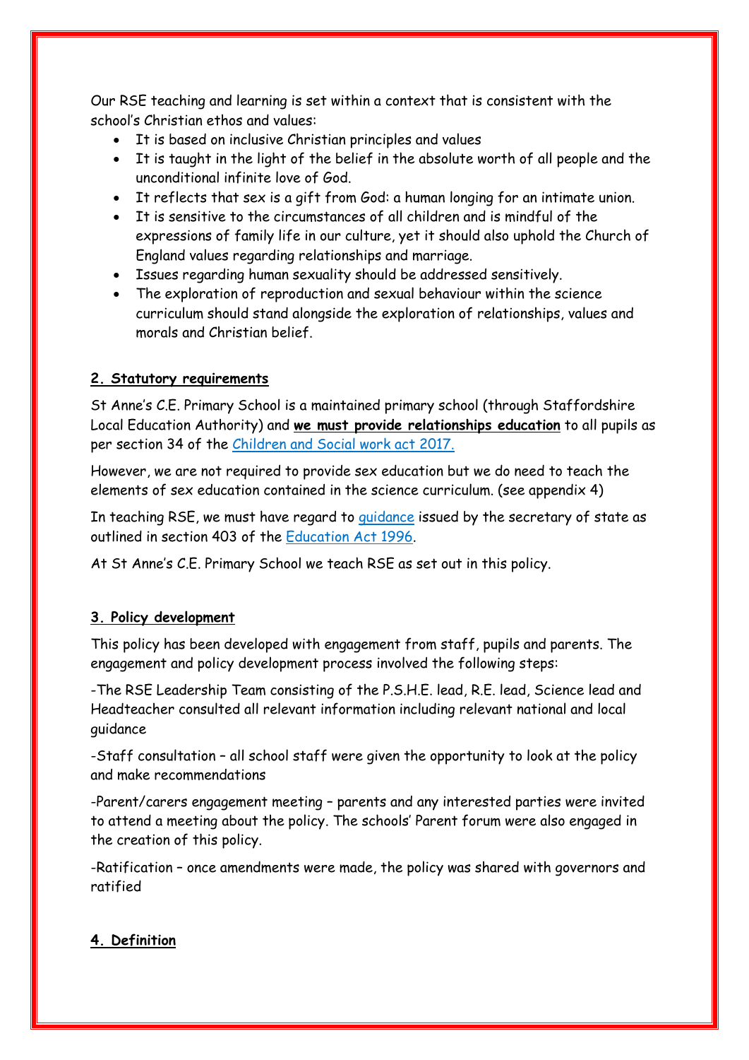Our RSE teaching and learning is set within a context that is consistent with the school's Christian ethos and values:

- It is based on inclusive Christian principles and values
- It is taught in the light of the belief in the absolute worth of all people and the unconditional infinite love of God.
- It reflects that sex is a gift from God: a human longing for an intimate union.
- It is sensitive to the circumstances of all children and is mindful of the expressions of family life in our culture, yet it should also uphold the Church of England values regarding relationships and marriage.
- Issues regarding human sexuality should be addressed sensitively.
- The exploration of reproduction and sexual behaviour within the science curriculum should stand alongside the exploration of relationships, values and morals and Christian belief.

## 2. Statutory requirements

St Anne's C.E. Primary School is a maintained primary school (through Staffordshire Local Education Authority) and **we must provide relationships education** to all pupils as per section 34 of the Children and Social work act 2017.

However, we are not required to provide sex education but we do need to teach the elements of sex education contained in the science curriculum. (see appendix 4)

In teaching RSE, we must have regard to guidance issued by the secretary of state as outlined in section 403 of the Education Act 1996.

At St Anne's C.E. Primary School we teach RSE as set out in this policy.

## 3. Policy development

This policy has been developed with engagement from staff, pupils and parents. The engagement and policy development process involved the following steps:

-The RSE Leadership Team consisting of the P.S.H.E. lead, R.E. lead, Science lead and Headteacher consulted all relevant information including relevant national and local guidance

-Staff consultation – all school staff were given the opportunity to look at the policy and make recommendations

-Parent/carers engagement meeting – parents and any interested parties were invited to attend a meeting about the policy. The schools' Parent forum were also engaged in the creation of this policy.

-Ratification – once amendments were made, the policy was shared with governors and ratified

## 4. Definition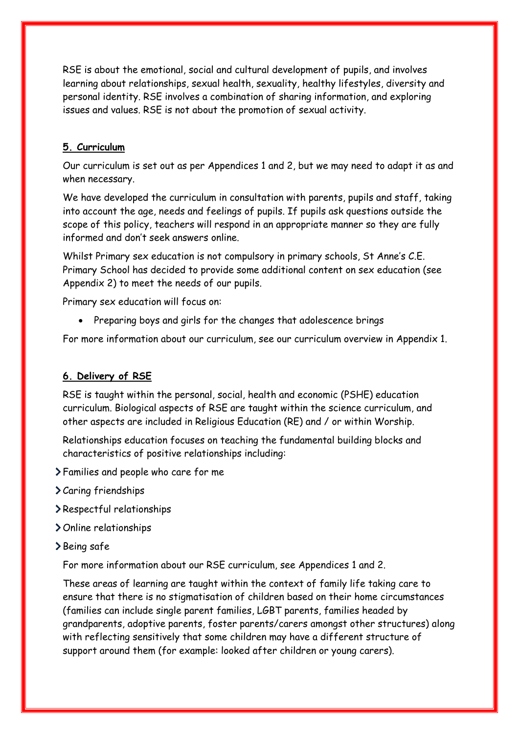RSE is about the emotional, social and cultural development of pupils, and involves learning about relationships, sexual health, sexuality, healthy lifestyles, diversity and personal identity. RSE involves a combination of sharing information, and exploring issues and values. RSE is not about the promotion of sexual activity.

## 5. Curriculum

Our curriculum is set out as per Appendices 1 and 2, but we may need to adapt it as and when necessary.

We have developed the curriculum in consultation with parents, pupils and staff, taking into account the age, needs and feelings of pupils. If pupils ask questions outside the scope of this policy, teachers will respond in an appropriate manner so they are fully informed and don't seek answers online.

Whilst Primary sex education is not compulsory in primary schools, St Anne's C.E. Primary School has decided to provide some additional content on sex education (see Appendix 2) to meet the needs of our pupils.

Primary sex education will focus on:

- Preparing boys and girls for the changes that adolescence brings

For more information about our curriculum, see our curriculum overview in Appendix 1.

## 6. Delivery of RSE

RSE is taught within the personal, social, health and economic (PSHE) education curriculum. Biological aspects of RSE are taught within the science curriculum, and other aspects are included in Religious Education (RE) and / or within Worship.

Relationships education focuses on teaching the fundamental building blocks and characteristics of positive relationships including:

- Families and people who care for me
- Caring friendships
- Respectful relationships
- Online relationships
- Being safe

For more information about our RSE curriculum, see Appendices 1 and 2.

These areas of learning are taught within the context of family life taking care to ensure that there is no stigmatisation of children based on their home circumstances (families can include single parent families, LGBT parents, families headed by grandparents, adoptive parents, foster parents/carers amongst other structures) along with reflecting sensitively that some children may have a different structure of support around them (for example: looked after children or young carers).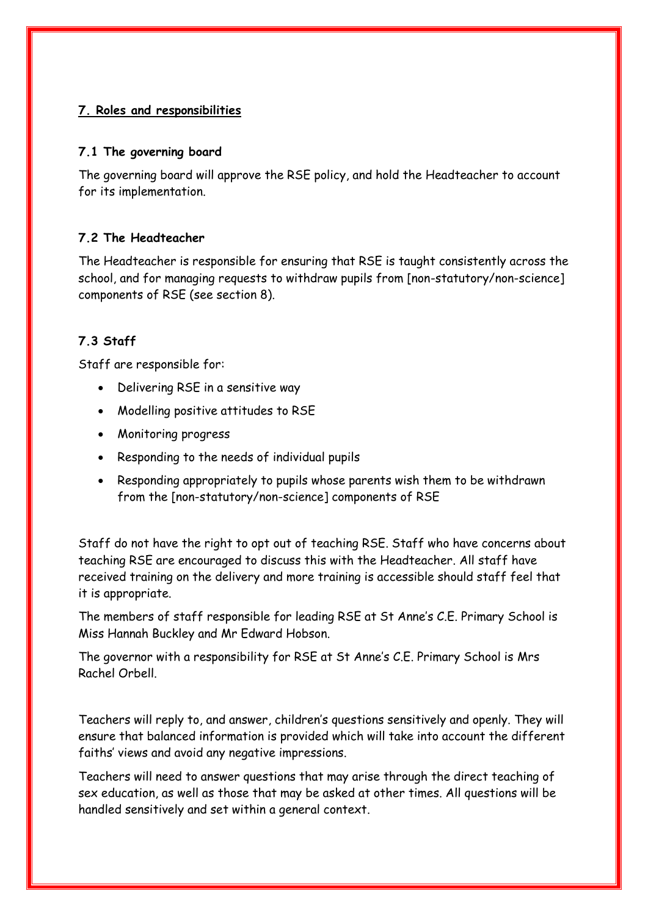## 7. Roles and responsibilities

### 7.1 The governing board

The governing board will approve the RSE policy, and hold the Headteacher to account for its implementation.

### 7.2 The Headteacher

The Headteacher is responsible for ensuring that RSE is taught consistently across the school, and for managing requests to withdraw pupils from [non-statutory/non-science] components of RSE (see section 8).

### 7.3 Staff

Staff are responsible for:

- Delivering RSE in a sensitive way
- Modelling positive attitudes to RSE
- Monitoring progress
- Responding to the needs of individual pupils
- Responding appropriately to pupils whose parents wish them to be withdrawn from the [non-statutory/non-science] components of RSE

Staff do not have the right to opt out of teaching RSE. Staff who have concerns about teaching RSE are encouraged to discuss this with the Headteacher. All staff have received training on the delivery and more training is accessible should staff feel that it is appropriate.

The members of staff responsible for leading RSE at St Anne's C.E. Primary School is Miss Hannah Buckley and Mr Edward Hobson.

The governor with a responsibility for RSE at St Anne's C.E. Primary School is Mrs Rachel Orbell.

Teachers will reply to, and answer, children's questions sensitively and openly. They will ensure that balanced information is provided which will take into account the different faiths' views and avoid any negative impressions.

Teachers will need to answer questions that may arise through the direct teaching of sex education, as well as those that may be asked at other times. All questions will be handled sensitively and set within a general context.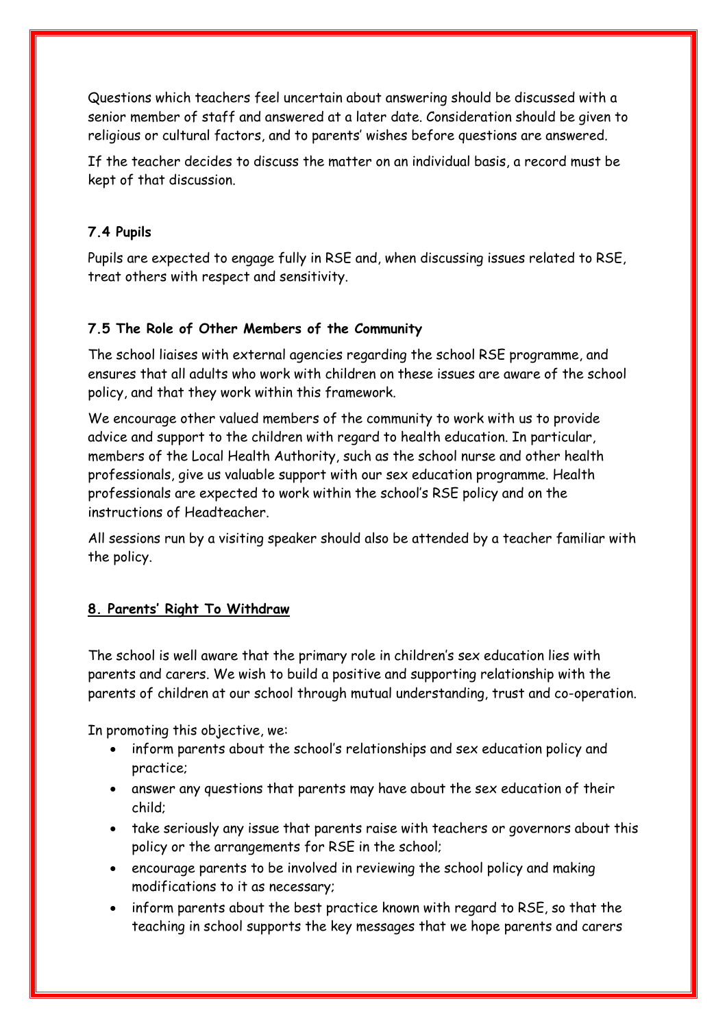Questions which teachers feel uncertain about answering should be discussed with a senior member of staff and answered at a later date. Consideration should be given to religious or cultural factors, and to parents' wishes before questions are answered.

If the teacher decides to discuss the matter on an individual basis, a record must be kept of that discussion.

### 7.4 Pupils

Pupils are expected to engage fully in RSE and, when discussing issues related to RSE, treat others with respect and sensitivity.

### 7.5 The Role of Other Members of the Community

The school liaises with external agencies regarding the school RSE programme, and ensures that all adults who work with children on these issues are aware of the school policy, and that they work within this framework.

We encourage other valued members of the community to work with us to provide advice and support to the children with regard to health education. In particular, members of the Local Health Authority, such as the school nurse and other health professionals, give us valuable support with our sex education programme. Health professionals are expected to work within the school's RSE policy and on the instructions of Headteacher.

All sessions run by a visiting speaker should also be attended by a teacher familiar with the policy.

## 8. Parents' Right To Withdraw

The school is well aware that the primary role in children's sex education lies with parents and carers. We wish to build a positive and supporting relationship with the parents of children at our school through mutual understanding, trust and co-operation.

In promoting this objective, we:

- inform parents about the school's relationships and sex education policy and practice;
- answer any questions that parents may have about the sex education of their child;
- take seriously any issue that parents raise with teachers or governors about this policy or the arrangements for RSE in the school;
- encourage parents to be involved in reviewing the school policy and making modifications to it as necessary;
- inform parents about the best practice known with regard to RSE, so that the teaching in school supports the key messages that we hope parents and carers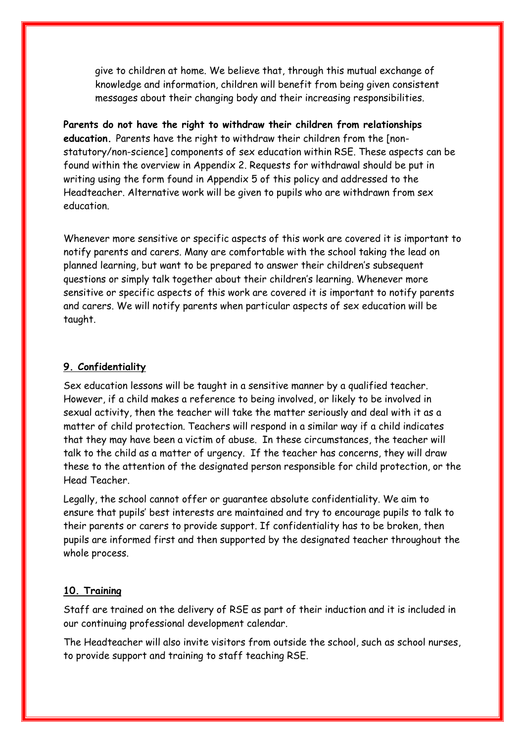give to children at home. We believe that, through this mutual exchange of knowledge and information, children will benefit from being given consistent messages about their changing body and their increasing responsibilities.

**Parents do not have the right to withdraw their children from relationships education.** Parents have the right to withdraw their children from the [non-statutory/non-science] components of sex education within RSE. These aspects can be found within the overview in Appendix 2. Requests for withdrawal should be put in writing using the form found in Appendix 5 of this policy and addressed to the Headteacher. Alternative work will be given to pupils who are withdrawn from sex education.

Whenever more sensitive or specific aspects of this work are covered it is important to notify parents and carers. Many are comfortable with the school taking the lead on planned learning, but want to be prepared to answer their children's subsequent questions or simply talk together about their children's learning. Whenever more sensitive or specific aspects of this work are covered it is important to notify parents and carers. We will notify parents when particular aspects of sex education will be taught.

## 9. Confidentiality

Sex education lessons will be taught in a sensitive manner by a qualified teacher. However, if a child makes a reference to being involved, or likely to be involved in sexual activity, then the teacher will take the matter seriously and deal with it as a matter of child protection. Teachers will respond in a similar way if a child indicates that they may have been a victim of abuse. In these circumstances, the teacher will talk to the child as a matter of urgency. If the teacher has concerns, they will draw these to the attention of the designated person responsible for child protection, or the Head Teacher.

Legally, the school cannot offer or guarantee absolute confidentiality. We aim to ensure that pupils' best interests are maintained and try to encourage pupils to talk to their parents or carers to provide support. If confidentiality has to be broken, then pupils are informed first and then supported by the designated teacher throughout the whole process.

## 10. Training

Staff are trained on the delivery of RSE as part of their induction and it is included in our continuing professional development calendar.

The Headteacher will also invite visitors from outside the school, such as school nurses, to provide support and training to staff teaching RSE.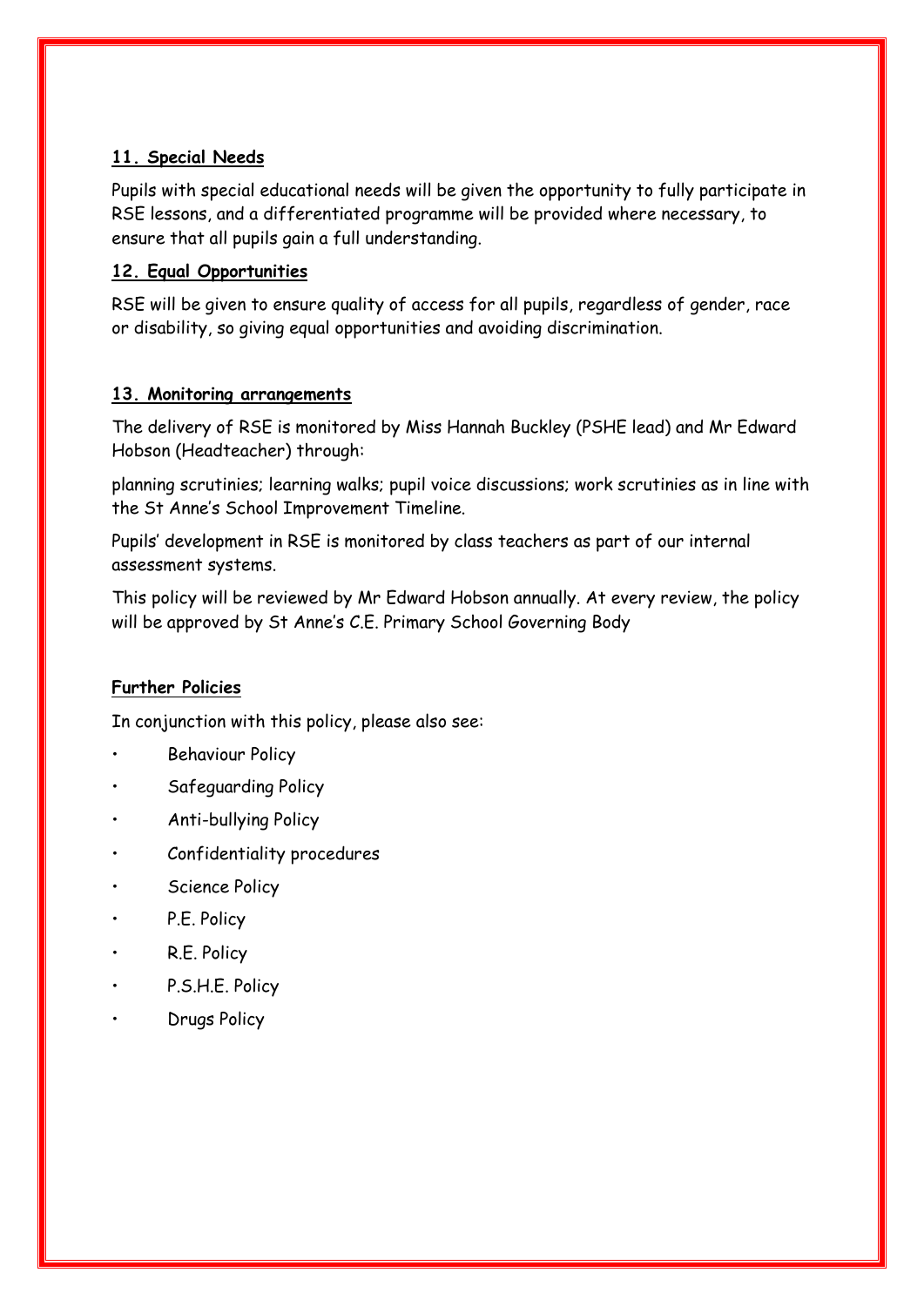## 11. Special Needs

Pupils with special educational needs will be given the opportunity to fully participate in RSE lessons, and a differentiated programme will be provided where necessary, to ensure that all pupils gain a full understanding.

## 12. Equal Opportunities

RSE will be given to ensure quality of access for all pupils, regardless of gender, race or disability, so giving equal opportunities and avoiding discrimination.

## 13. Monitoring arrangements

The delivery of RSE is monitored by Miss Hannah Buckley (PSHE lead) and Mr Edward Hobson (Headteacher) through:

planning scrutinies; learning walks; pupil voice discussions; work scrutinies as in line with the St Anne's School Improvement Timeline.

Pupils' development in RSE is monitored by class teachers as part of our internal assessment systems.

This policy will be reviewed by Mr Edward Hobson annually. At every review, the policy will be approved by St Anne's C.E. Primary School Governing Body

## Further Policies

In conjunction with this policy, please also see:

- Behaviour Policy
- Safeguarding Policy
- Anti-bullying Policy
- Confidentiality procedures
- Science Policy
- P.E. Policy
- R.E. Policy
- P.S.H.E. Policy
- Drugs Policy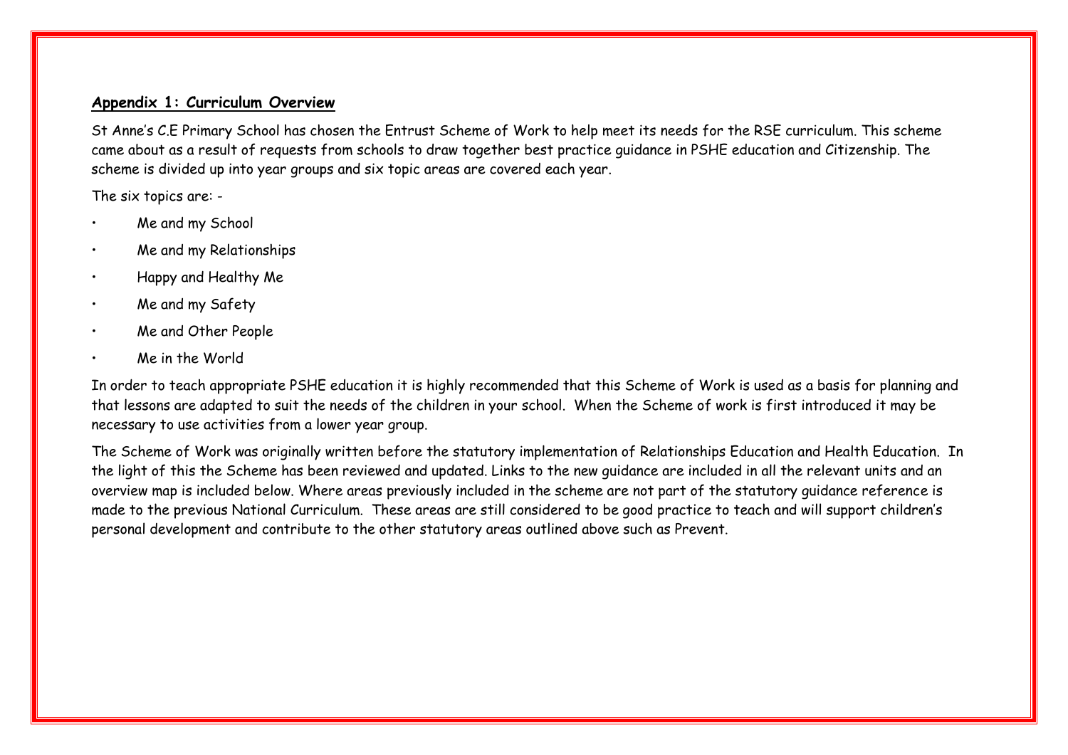## **Appendix 1: Curriculum Overview**

St Anne's C.E Primary School has chosen the Entrust Scheme of Work to help meet its needs for the RSE curriculum. This scheme came about as a result of requests from schools to draw together best practice guidance in PSHE education and Citizenship. The scheme is divided up into year groups and six topic areas are covered each year.

The six topics are: -

- Me and my School
- Me and my Relationships
- Happy and Healthy Me
- Me and my Safety
- Me and Other People
- Me in the World

In order to teach appropriate PSHE education it is highly recommended that this Scheme of Work is used as a basis for planning and that lessons are adapted to suit the needs of the children in your school. When the Scheme of work is first introduced it may be necessary to use activities from a lower year group.

The Scheme of Work was originally written before the statutory implementation of Relationships Education and Health Education. In the light of this the Scheme has been reviewed and updated. Links to the new guidance are included in all the relevant units and an overview map is included below. Where areas previously included in the scheme are not part of the statutory guidance reference is made to the previous National Curriculum. These areas are still considered to be good practice to teach and will support children's personal development and contribute to the other statutory areas outlined above such as Prevent.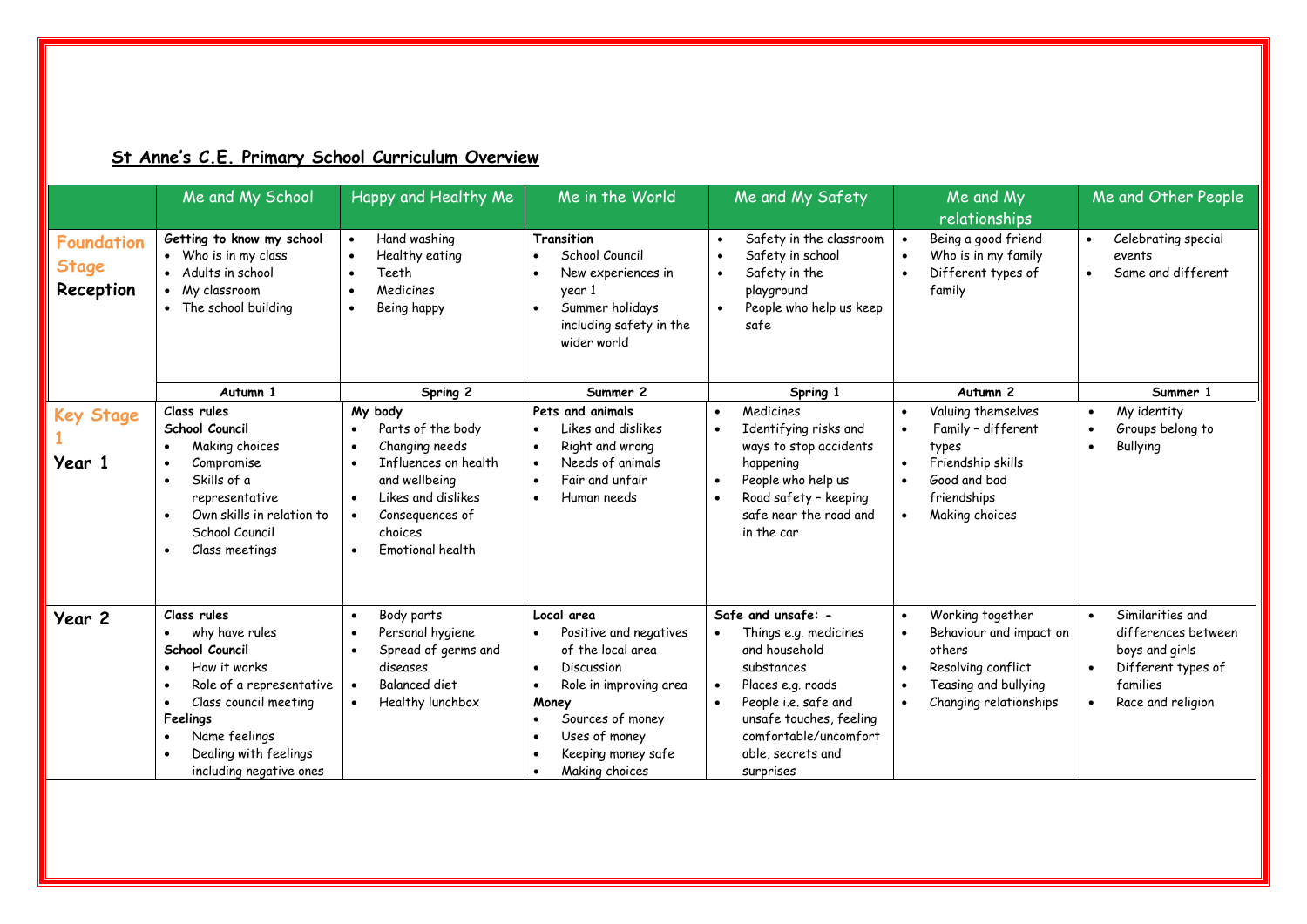# St Anne's C.E. Primary School Curriculum Overview

| | Me and My School | Happy and Healthy Me | Me in the World | Me and My Safety | Me and My relationships | Me and Other People |
|---|---|---|---|---|---|---|
| **Foundation Stage Reception** | **Getting to know my school**<br>• Who is in my class<br>• Adults in school<br>• My classroom<br>• The school building | • Hand washing<br>• Healthy eating<br>• Teeth<br>• Medicines<br>• Being happy | **Transition**<br>• School Council<br>• New experiences in year 1<br>• Summer holidays including safety in the wider world | • Safety in the classroom<br>• Safety in school<br>• Safety in the playground<br>• People who help us keep safe | • Being a good friend<br>• Who is in my family<br>• Different types of family | • Celebrating special events<br>• Same and different |
| | **Autumn 1** | **Spring 2** | **Summer 2** | **Spring 1** | **Autumn 2** | **Summer 1** |
| **Key Stage 1 Year 1** | **Class rules**<br>**School Council**<br>• Making choices<br>• Compromise<br>• Skills of a representative<br>• Own skills in relation to School Council<br>• Class meetings | **My body**<br>• Parts of the body<br>• Changing needs<br>• Influences on health and wellbeing<br>• Likes and dislikes<br>• Consequences of choices<br>• Emotional health | **Pets and animals**<br>• Likes and dislikes<br>• Right and wrong<br>• Needs of animals<br>• Fair and unfair<br>• Human needs | • Medicines<br>• Identifying risks and ways to stop accidents happening<br>• People who help us<br>• Road safety – keeping safe near the road and in the car | • Valuing themselves<br>• Family – different types<br>• Friendship skills<br>• Good and bad friendships<br>• Making choices | • My identity<br>• Groups belong to<br>• Bullying |
| **Year 2** | **Class rules**<br>• why have rules<br>**School Council**<br>• How it works<br>• Role of a representative<br>• Class council meeting<br>**Feelings**<br>• Name feelings<br>• Dealing with feelings including negative ones | • Body parts<br>• Personal hygiene<br>• Spread of germs and diseases<br>• Balanced diet<br>• Healthy lunchbox | **Local area**<br>• Positive and negatives of the local area<br>• Discussion<br>• Role in improving area<br>**Money**<br>• Sources of money<br>• Uses of money<br>• Keeping money safe<br>• Making choices | **Safe and unsafe: -**<br>• Things e.g. medicines and household substances<br>• Places e.g. roads<br>• People i.e. safe and unsafe touches, feeling comfortable/uncomfortable, secrets and surprises | • Working together<br>• Behaviour and impact on others<br>• Resolving conflict<br>• Teasing and bullying<br>• Changing relationships | • Similarities and differences between boys and girls<br>• Different types of families<br>• Race and religion |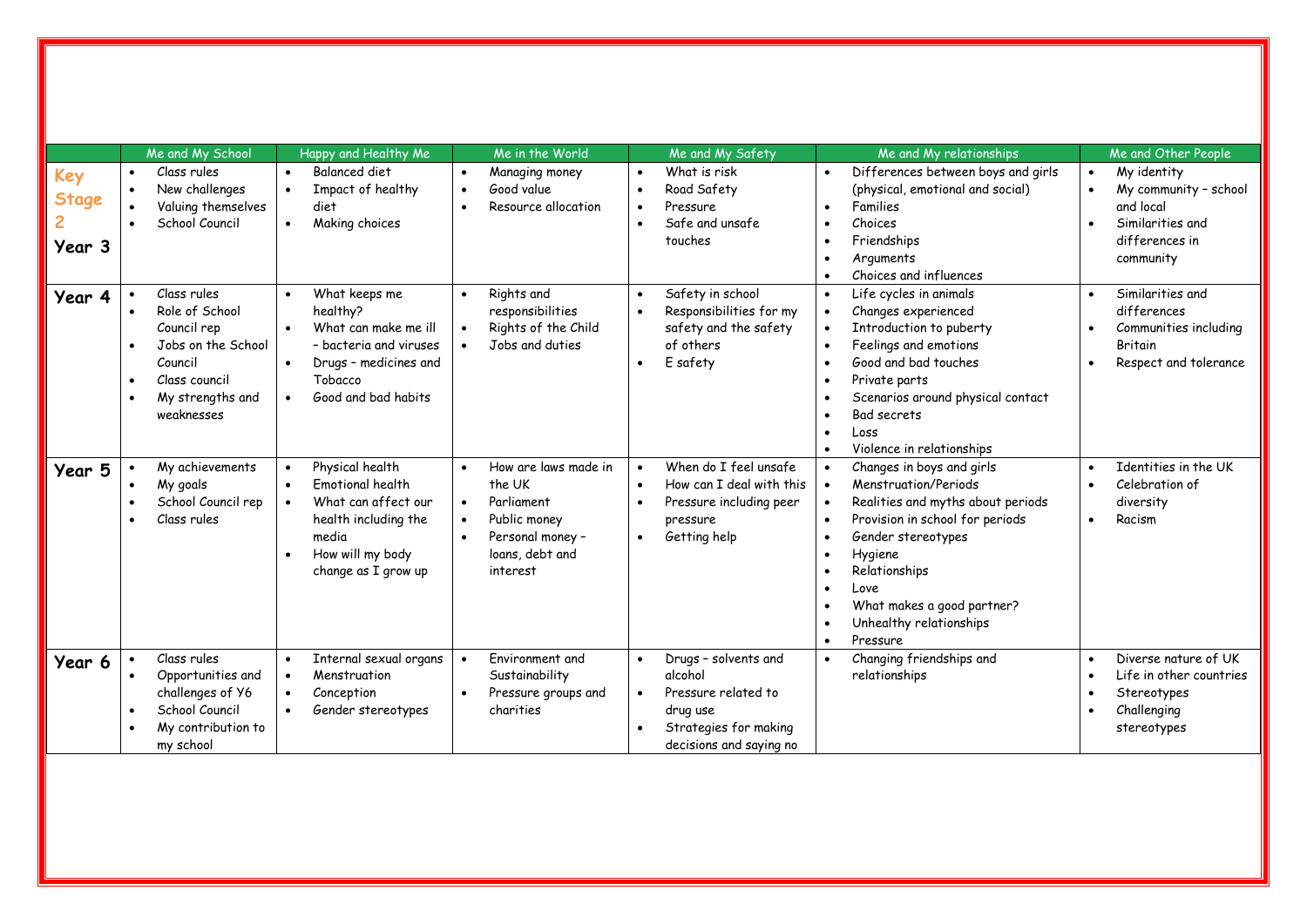| | Me and My School | Happy and Healthy Me | Me in the World | Me and My Safety | Me and My relationships | Me and Other People |
|---|---|---|---|---|---|---|
| **Key Stage 2** **Year 3** | • Class rules<br>• New challenges<br>• Valuing themselves<br>• School Council | • Balanced diet<br>• Impact of healthy diet<br>• Making choices | • Managing money<br>• Good value<br>• Resource allocation | • What is risk<br>• Road Safety<br>• Pressure<br>• Safe and unsafe touches | • Differences between boys and girls (physical, emotional and social)<br>• Families<br>• Choices<br>• Friendships<br>• Arguments<br>• Choices and influences | • My identity<br>• My community – school and local<br>• Similarities and differences in community |
| **Year 4** | • Class rules<br>• Role of School Council rep<br>• Jobs on the School Council<br>• Class council<br>• My strengths and weaknesses | • What keeps me healthy?<br>• What can make me ill – bacteria and viruses<br>• Drugs – medicines and Tobacco<br>• Good and bad habits | • Rights and responsibilities<br>• Rights of the Child<br>• Jobs and duties | • Safety in school<br>• Responsibilities for my safety and the safety of others<br>• E safety | • Life cycles in animals<br>• Changes experienced<br>• Introduction to puberty<br>• Feelings and emotions<br>• Good and bad touches<br>• Private parts<br>• Scenarios around physical contact<br>• Bad secrets<br>• Loss<br>• Violence in relationships | • Similarities and differences<br>• Communities including Britain<br>• Respect and tolerance |
| **Year 5** | • My achievements<br>• My goals<br>• School Council rep<br>• Class rules | • Physical health<br>• Emotional health<br>• What can affect our health including the media<br>• How will my body change as I grow up | • How are laws made in the UK<br>• Parliament<br>• Public money<br>• Personal money – loans, debt and interest | • When do I feel unsafe<br>• How can I deal with this<br>• Pressure including peer pressure<br>• Getting help | • Changes in boys and girls<br>• Menstruation/Periods<br>• Realities and myths about periods<br>• Provision in school for periods<br>• Gender stereotypes<br>• Hygiene<br>• Relationships<br>• Love<br>• What makes a good partner?<br>• Unhealthy relationships<br>• Pressure | • Identities in the UK<br>• Celebration of diversity<br>• Racism |
| **Year 6** | • Class rules<br>• Opportunities and challenges of Y6<br>• School Council<br>• My contribution to my school | • Internal sexual organs<br>• Menstruation<br>• Conception<br>• Gender stereotypes | • Environment and Sustainability<br>• Pressure groups and charities | • Drugs – solvents and alcohol<br>• Pressure related to drug use<br>• Strategies for making decisions and saying no | • Changing friendships and relationships | • Diverse nature of UK<br>• Life in other countries<br>• Stereotypes<br>• Challenging stereotypes |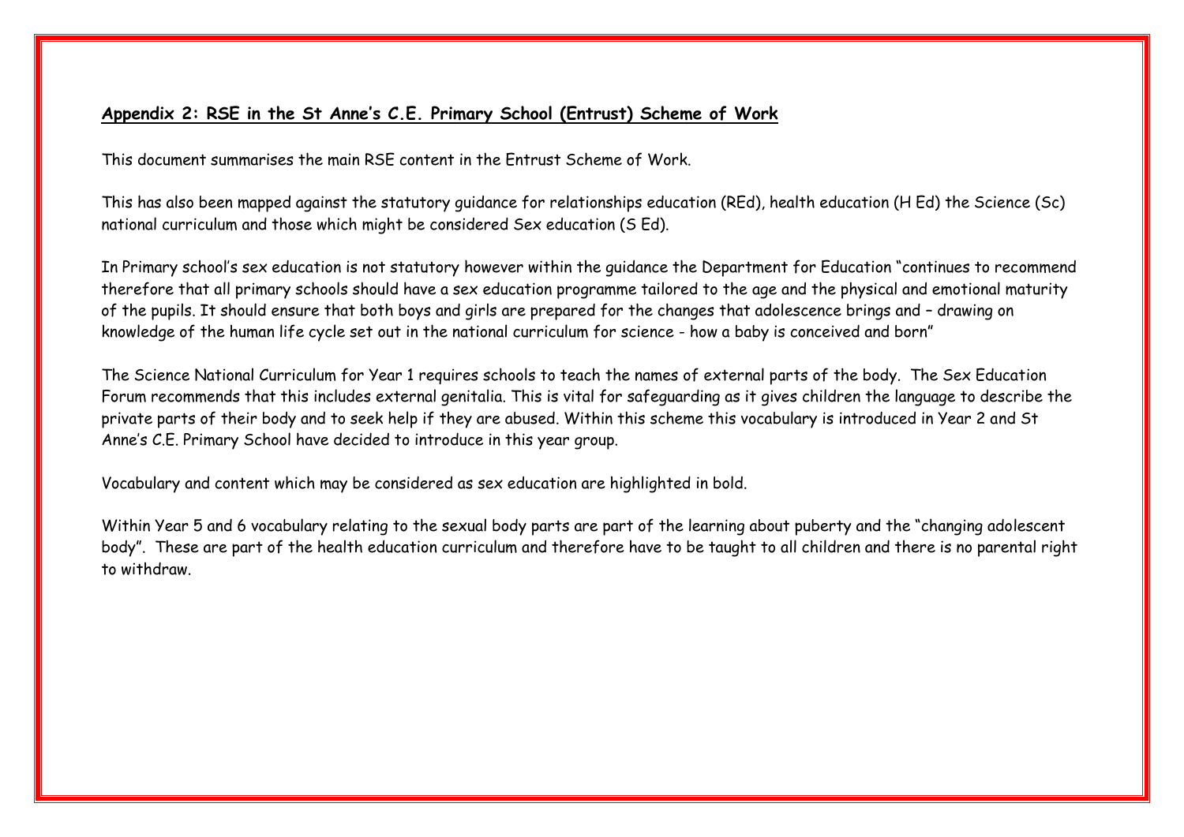## **<u>Appendix 2: RSE in the St Anne's C.E. Primary School (Entrust) Scheme of Work</u>**

This document summarises the main RSE content in the Entrust Scheme of Work.

This has also been mapped against the statutory guidance for relationships education (REd), health education (H Ed) the Science (Sc) national curriculum and those which might be considered Sex education (S Ed).

In Primary school's sex education is not statutory however within the guidance the Department for Education "continues to recommend therefore that all primary schools should have a sex education programme tailored to the age and the physical and emotional maturity of the pupils. It should ensure that both boys and girls are prepared for the changes that adolescence brings and – drawing on knowledge of the human life cycle set out in the national curriculum for science - how a baby is conceived and born"

The Science National Curriculum for Year 1 requires schools to teach the names of external parts of the body. The Sex Education Forum recommends that this includes external genitalia. This is vital for safeguarding as it gives children the language to describe the private parts of their body and to seek help if they are abused. Within this scheme this vocabulary is introduced in Year 2 and St Anne's C.E. Primary School have decided to introduce in this year group.

Vocabulary and content which may be considered as sex education are highlighted in bold.

Within Year 5 and 6 vocabulary relating to the sexual body parts are part of the learning about puberty and the "changing adolescent body". These are part of the health education curriculum and therefore have to be taught to all children and there is no parental right to withdraw.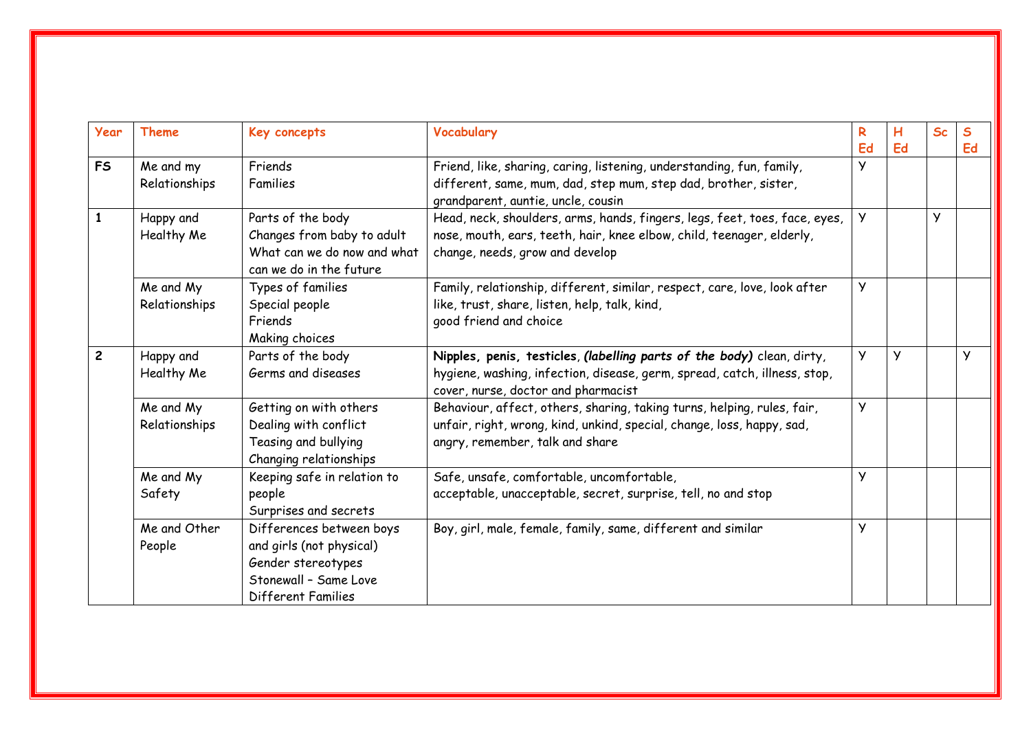| Year | Theme | Key concepts | Vocabulary | R Ed | H Ed | Sc | S Ed |
|---|---|---|---|---|---|---|---|
| FS | Me and my Relationships | Friends<br>Families | Friend, like, sharing, caring, listening, understanding, fun, family, different, same, mum, dad, step mum, step dad, brother, sister, grandparent, auntie, uncle, cousin | Y | | | |
| 1 | Happy and Healthy Me | Parts of the body<br>Changes from baby to adult<br>What can we do now and what can we do in the future | Head, neck, shoulders, arms, hands, fingers, legs, feet, toes, face, eyes, nose, mouth, ears, teeth, hair, knee elbow, child, teenager, elderly, change, needs, grow and develop | Y | | Y | |
| | Me and My Relationships | Types of families<br>Special people<br>Friends<br>Making choices | Family, relationship, different, similar, respect, care, love, look after like, trust, share, listen, help, talk, kind,<br>good friend and choice | Y | | | |
| 2 | Happy and Healthy Me | Parts of the body<br>Germs and diseases | **Nipples, penis, testicles, *(labelling parts of the body)*** clean, dirty, hygiene, washing, infection, disease, germ, spread, catch, illness, stop, cover, nurse, doctor and pharmacist | Y | Y | | Y |
| | Me and My Relationships | Getting on with others<br>Dealing with conflict<br>Teasing and bullying<br>Changing relationships | Behaviour, affect, others, sharing, taking turns, helping, rules, fair, unfair, right, wrong, kind, unkind, special, change, loss, happy, sad, angry, remember, talk and share | Y | | | |
| | Me and My Safety | Keeping safe in relation to people<br>Surprises and secrets | Safe, unsafe, comfortable, uncomfortable,<br>acceptable, unacceptable, secret, surprise, tell, no and stop | Y | | | |
| | Me and Other People | Differences between boys and girls (not physical)<br>Gender stereotypes<br>Stonewall – Same Love Different Families | Boy, girl, male, female, family, same, different and similar | Y | | | |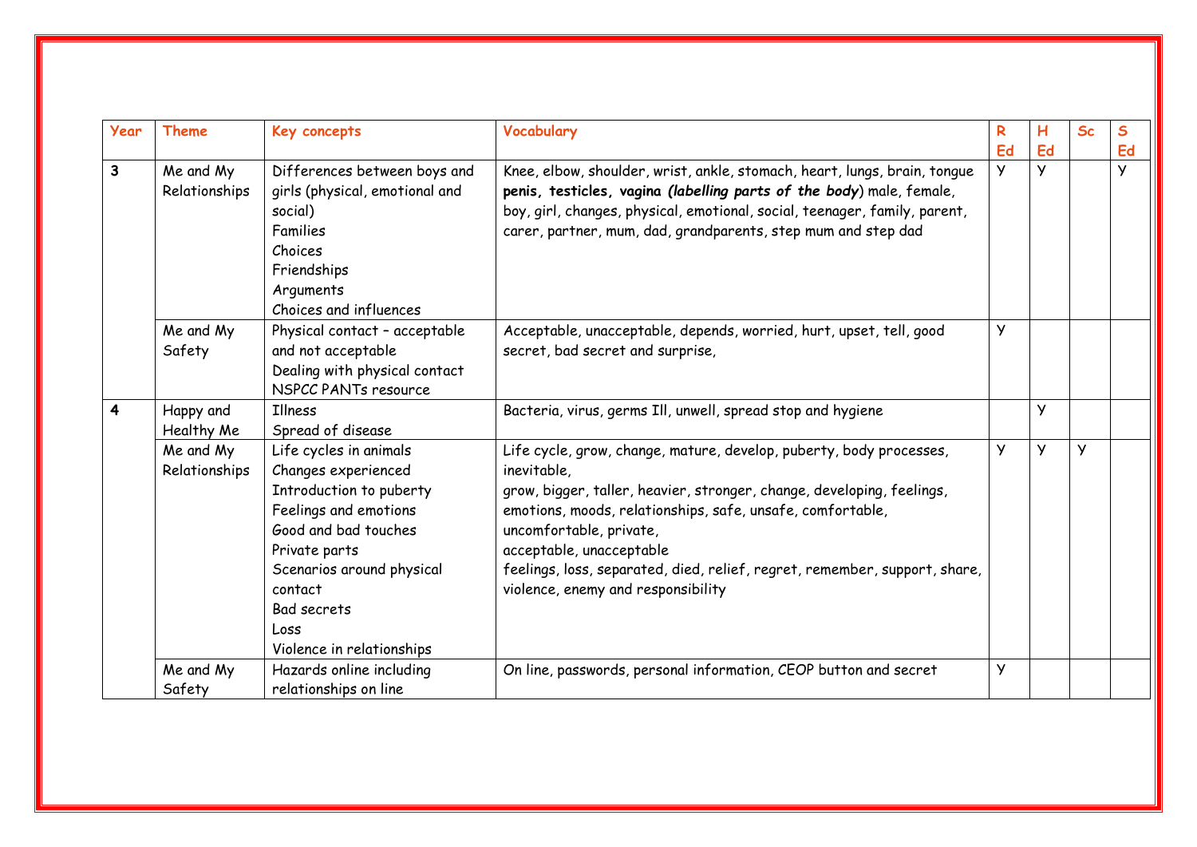| Year | Theme | Key concepts | Vocabulary | R Ed | H Ed | Sc | S Ed |
|---|---|---|---|---|---|---|---|
| 3 | Me and My Relationships | Differences between boys and girls (physical, emotional and social)<br>Families<br>Choices<br>Friendships<br>Arguments<br>Choices and influences | Knee, elbow, shoulder, wrist, ankle, stomach, heart, lungs, brain, tongue **penis, testicles, vagina *(labelling parts of the body*)** male, female, boy, girl, changes, physical, emotional, social, teenager, family, parent, carer, partner, mum, dad, grandparents, step mum and step dad | Y | Y | | Y |
| | Me and My Safety | Physical contact – acceptable and not acceptable<br>Dealing with physical contact<br>NSPCC PANTs resource | Acceptable, unacceptable, depends, worried, hurt, upset, tell, good secret, bad secret and surprise, | Y | | | |
| 4 | Happy and Healthy Me | Illness<br>Spread of disease | Bacteria, virus, germs Ill, unwell, spread stop and hygiene | | Y | | |
| | Me and My Relationships | Life cycles in animals<br>Changes experienced<br>Introduction to puberty<br>Feelings and emotions<br>Good and bad touches<br>Private parts<br>Scenarios around physical contact<br>Bad secrets<br>Loss<br>Violence in relationships | Life cycle, grow, change, mature, develop, puberty, body processes, inevitable,<br>grow, bigger, taller, heavier, stronger, change, developing, feelings, emotions, moods, relationships, safe, unsafe, comfortable, uncomfortable, private,<br>acceptable, unacceptable<br>feelings, loss, separated, died, relief, regret, remember, support, share, violence, enemy and responsibility | Y | Y | Y | |
| | Me and My Safety | Hazards online including relationships on line | On line, passwords, personal information, CEOP button and secret | Y | | | |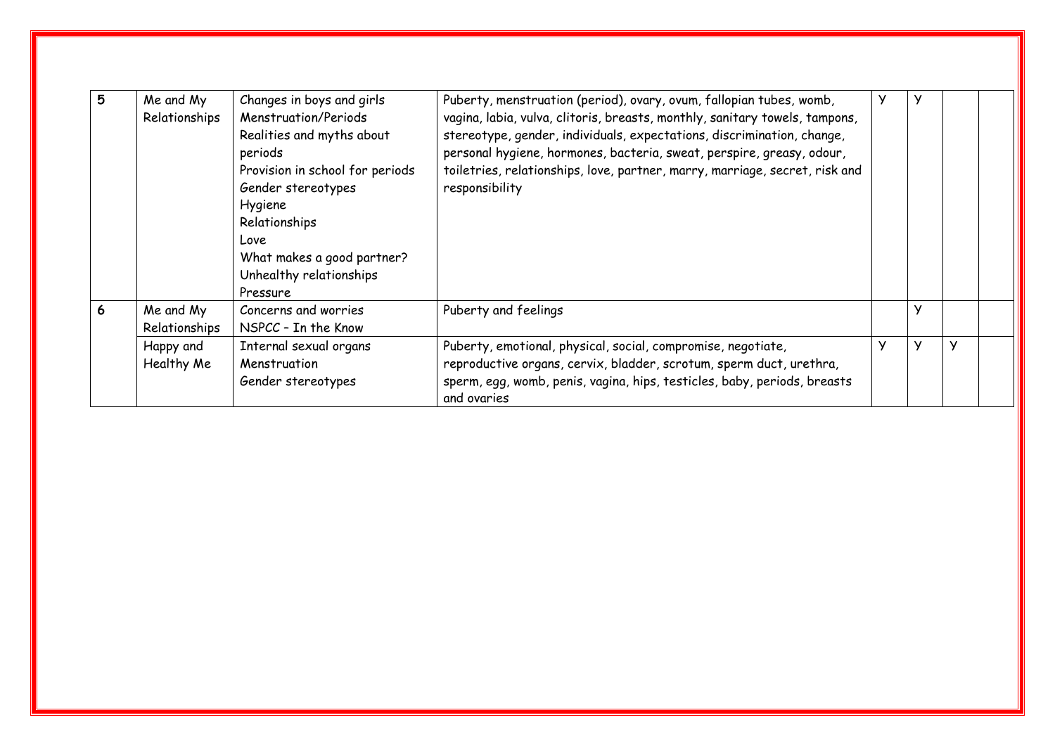| | | | | | | | |
|---|---|---|---|---|---|---|---|
| 5 | Me and My Relationships | Changes in boys and girls<br>Menstruation/Periods<br>Realities and myths about periods<br>Provision in school for periods<br>Gender stereotypes<br>Hygiene<br>Relationships<br>Love<br>What makes a good partner?<br>Unhealthy relationships<br>Pressure | Puberty, menstruation (period), ovary, ovum, fallopian tubes, womb, vagina, labia, vulva, clitoris, breasts, monthly, sanitary towels, tampons, stereotype, gender, individuals, expectations, discrimination, change, personal hygiene, hormones, bacteria, sweat, perspire, greasy, odour, toiletries, relationships, love, partner, marry, marriage, secret, risk and responsibility | Y | Y | | |
| 6 | Me and My Relationships | Concerns and worries<br>NSPCC – In the Know | Puberty and feelings | | Y | | |
| | Happy and Healthy Me | Internal sexual organs<br>Menstruation<br>Gender stereotypes | Puberty, emotional, physical, social, compromise, negotiate, reproductive organs, cervix, bladder, scrotum, sperm duct, urethra, sperm, egg, womb, penis, vagina, hips, testicles, baby, periods, breasts and ovaries | Y | Y | Y | |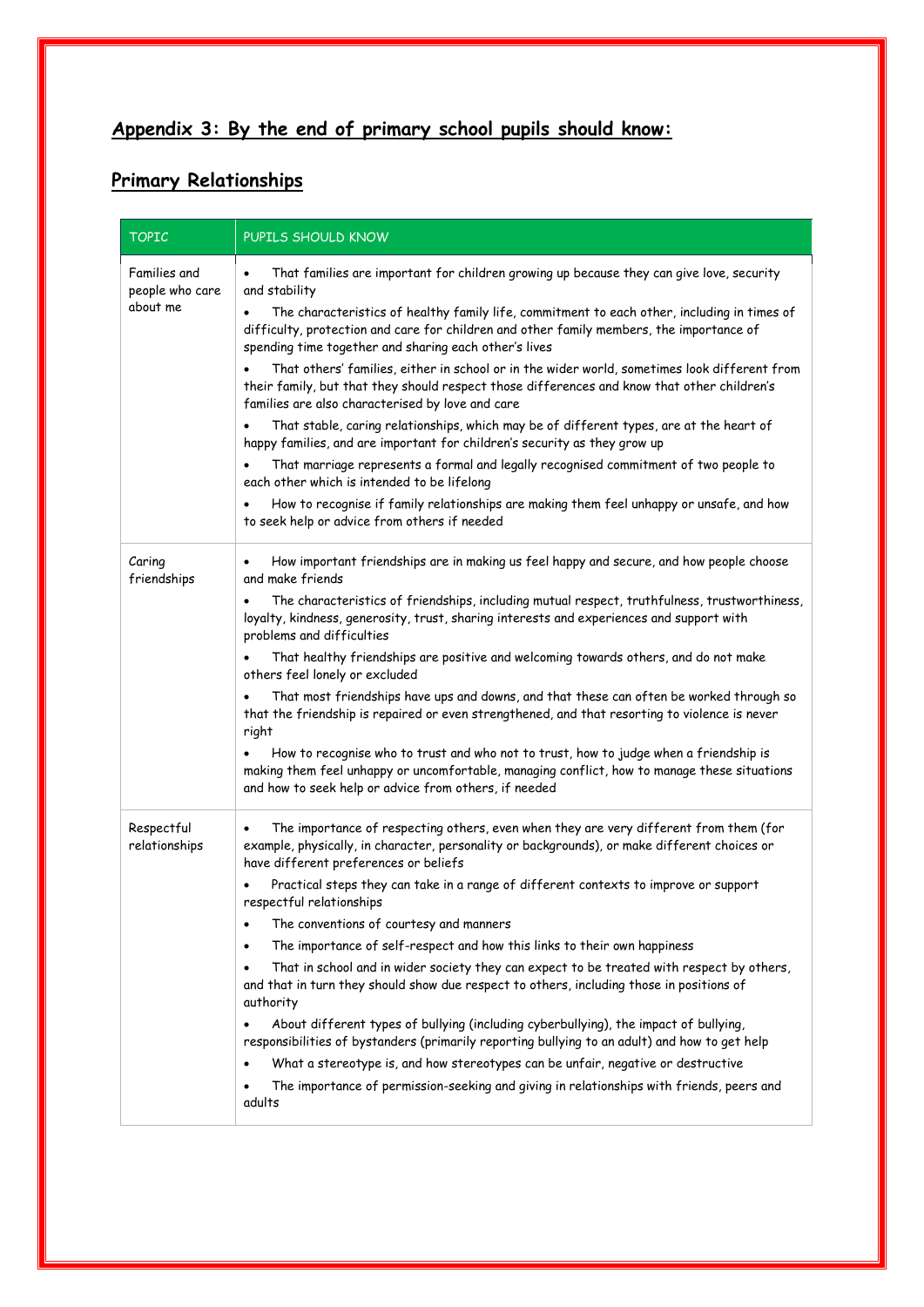## Appendix 3: By the end of primary school pupils should know:

## Primary Relationships

| TOPIC | PUPILS SHOULD KNOW |
|---|---|
| Families and people who care about me | • That families are important for children growing up because they can give love, security and stability<br>• The characteristics of healthy family life, commitment to each other, including in times of difficulty, protection and care for children and other family members, the importance of spending time together and sharing each other's lives<br>• That others' families, either in school or in the wider world, sometimes look different from their family, but that they should respect those differences and know that other children's families are also characterised by love and care<br>• That stable, caring relationships, which may be of different types, are at the heart of happy families, and are important for children's security as they grow up<br>• That marriage represents a formal and legally recognised commitment of two people to each other which is intended to be lifelong<br>• How to recognise if family relationships are making them feel unhappy or unsafe, and how to seek help or advice from others if needed |
| Caring friendships | • How important friendships are in making us feel happy and secure, and how people choose and make friends<br>• The characteristics of friendships, including mutual respect, truthfulness, trustworthiness, loyalty, kindness, generosity, trust, sharing interests and experiences and support with problems and difficulties<br>• That healthy friendships are positive and welcoming towards others, and do not make others feel lonely or excluded<br>• That most friendships have ups and downs, and that these can often be worked through so that the friendship is repaired or even strengthened, and that resorting to violence is never right<br>• How to recognise who to trust and who not to trust, how to judge when a friendship is making them feel unhappy or uncomfortable, managing conflict, how to manage these situations and how to seek help or advice from others, if needed |
| Respectful relationships | • The importance of respecting others, even when they are very different from them (for example, physically, in character, personality or backgrounds), or make different choices or have different preferences or beliefs<br>• Practical steps they can take in a range of different contexts to improve or support respectful relationships<br>• The conventions of courtesy and manners<br>• The importance of self-respect and how this links to their own happiness<br>• That in school and in wider society they can expect to be treated with respect by others, and that in turn they should show due respect to others, including those in positions of authority<br>• About different types of bullying (including cyberbullying), the impact of bullying, responsibilities of bystanders (primarily reporting bullying to an adult) and how to get help<br>• What a stereotype is, and how stereotypes can be unfair, negative or destructive<br>• The importance of permission-seeking and giving in relationships with friends, peers and adults |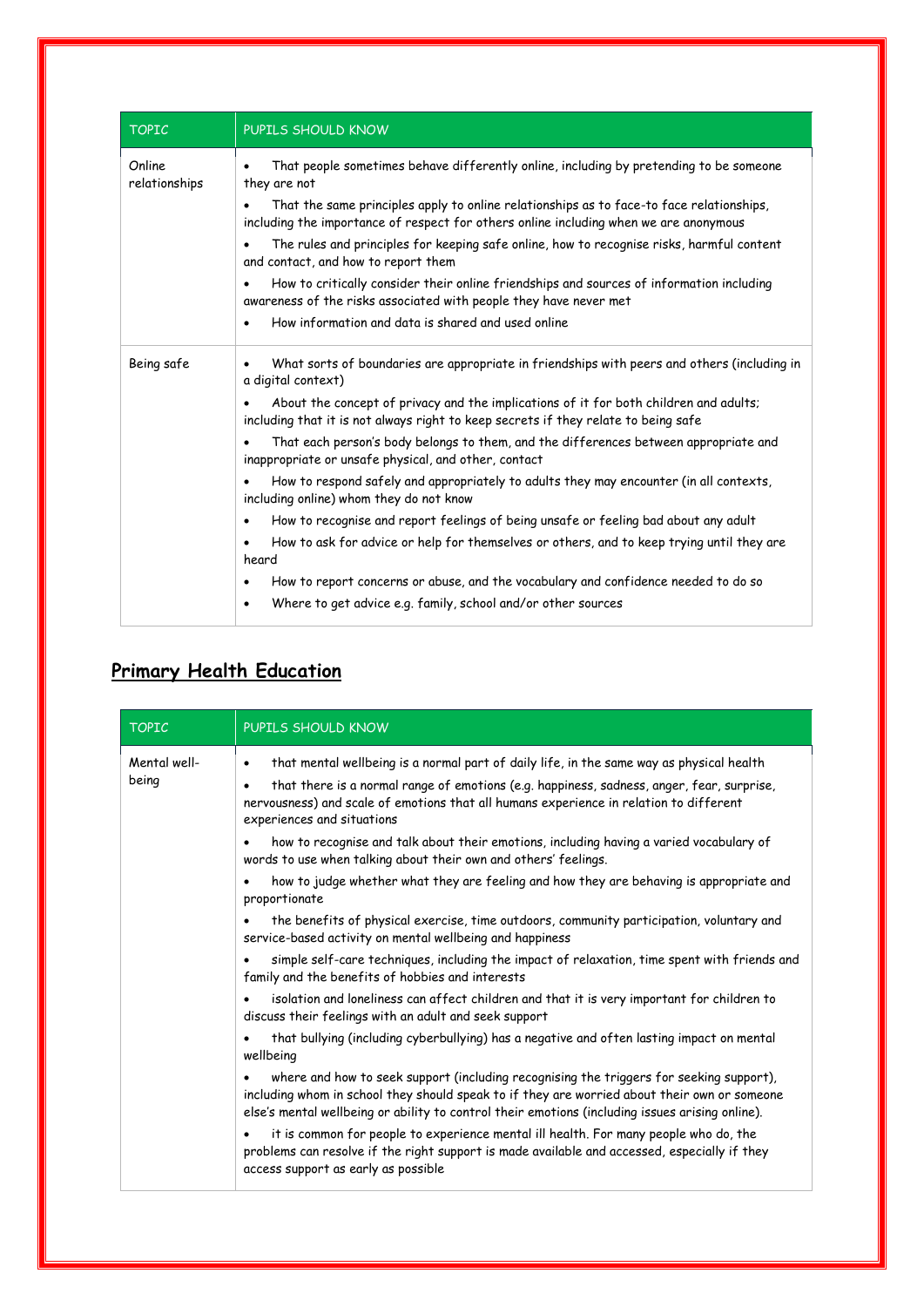| TOPIC | PUPILS SHOULD KNOW |
| --- | --- |
| Online relationships | • That people sometimes behave differently online, including by pretending to be someone they are not<br>• That the same principles apply to online relationships as to face-to face relationships, including the importance of respect for others online including when we are anonymous<br>• The rules and principles for keeping safe online, how to recognise risks, harmful content and contact, and how to report them<br>• How to critically consider their online friendships and sources of information including awareness of the risks associated with people they have never met<br>• How information and data is shared and used online |
| Being safe | • What sorts of boundaries are appropriate in friendships with peers and others (including in a digital context)<br>• About the concept of privacy and the implications of it for both children and adults; including that it is not always right to keep secrets if they relate to being safe<br>• That each person's body belongs to them, and the differences between appropriate and inappropriate or unsafe physical, and other, contact<br>• How to respond safely and appropriately to adults they may encounter (in all contexts, including online) whom they do not know<br>• How to recognise and report feelings of being unsafe or feeling bad about any adult<br>• How to ask for advice or help for themselves or others, and to keep trying until they are heard<br>• How to report concerns or abuse, and the vocabulary and confidence needed to do so<br>• Where to get advice e.g. family, school and/or other sources |

## Primary Health Education

| TOPIC | PUPILS SHOULD KNOW |
| --- | --- |
| Mental well-being | • that mental wellbeing is a normal part of daily life, in the same way as physical health<br>• that there is a normal range of emotions (e.g. happiness, sadness, anger, fear, surprise, nervousness) and scale of emotions that all humans experience in relation to different experiences and situations<br>• how to recognise and talk about their emotions, including having a varied vocabulary of words to use when talking about their own and others' feelings.<br>• how to judge whether what they are feeling and how they are behaving is appropriate and proportionate<br>• the benefits of physical exercise, time outdoors, community participation, voluntary and service-based activity on mental wellbeing and happiness<br>• simple self-care techniques, including the impact of relaxation, time spent with friends and family and the benefits of hobbies and interests<br>• isolation and loneliness can affect children and that it is very important for children to discuss their feelings with an adult and seek support<br>• that bullying (including cyberbullying) has a negative and often lasting impact on mental wellbeing<br>• where and how to seek support (including recognising the triggers for seeking support), including whom in school they should speak to if they are worried about their own or someone else's mental wellbeing or ability to control their emotions (including issues arising online).<br>• it is common for people to experience mental ill health. For many people who do, the problems can resolve if the right support is made available and accessed, especially if they access support as early as possible |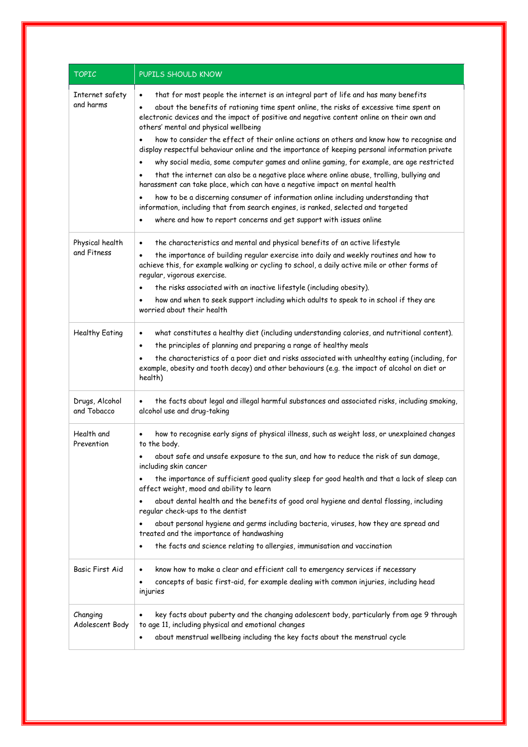| TOPIC | PUPILS SHOULD KNOW |
| --- | --- |
| Internet safety and harms | • that for most people the internet is an integral part of life and has many benefits<br>• about the benefits of rationing time spent online, the risks of excessive time spent on electronic devices and the impact of positive and negative content online on their own and others' mental and physical wellbeing<br>• how to consider the effect of their online actions on others and know how to recognise and display respectful behaviour online and the importance of keeping personal information private<br>• why social media, some computer games and online gaming, for example, are age restricted<br>• that the internet can also be a negative place where online abuse, trolling, bullying and harassment can take place, which can have a negative impact on mental health<br>• how to be a discerning consumer of information online including understanding that information, including that from search engines, is ranked, selected and targeted<br>• where and how to report concerns and get support with issues online |
| Physical health and Fitness | • the characteristics and mental and physical benefits of an active lifestyle<br>• the importance of building regular exercise into daily and weekly routines and how to achieve this, for example walking or cycling to school, a daily active mile or other forms of regular, vigorous exercise.<br>• the risks associated with an inactive lifestyle (including obesity).<br>• how and when to seek support including which adults to speak to in school if they are worried about their health |
| Healthy Eating | • what constitutes a healthy diet (including understanding calories, and nutritional content).<br>• the principles of planning and preparing a range of healthy meals<br>• the characteristics of a poor diet and risks associated with unhealthy eating (including, for example, obesity and tooth decay) and other behaviours (e.g. the impact of alcohol on diet or health) |
| Drugs, Alcohol and Tobacco | • the facts about legal and illegal harmful substances and associated risks, including smoking, alcohol use and drug-taking |
| Health and Prevention | • how to recognise early signs of physical illness, such as weight loss, or unexplained changes to the body.<br>• about safe and unsafe exposure to the sun, and how to reduce the risk of sun damage, including skin cancer<br>• the importance of sufficient good quality sleep for good health and that a lack of sleep can affect weight, mood and ability to learn<br>• about dental health and the benefits of good oral hygiene and dental flossing, including regular check-ups to the dentist<br>• about personal hygiene and germs including bacteria, viruses, how they are spread and treated and the importance of handwashing<br>• the facts and science relating to allergies, immunisation and vaccination |
| Basic First Aid | • know how to make a clear and efficient call to emergency services if necessary<br>• concepts of basic first-aid, for example dealing with common injuries, including head injuries |
| Changing Adolescent Body | • key facts about puberty and the changing adolescent body, particularly from age 9 through to age 11, including physical and emotional changes<br>• about menstrual wellbeing including the key facts about the menstrual cycle |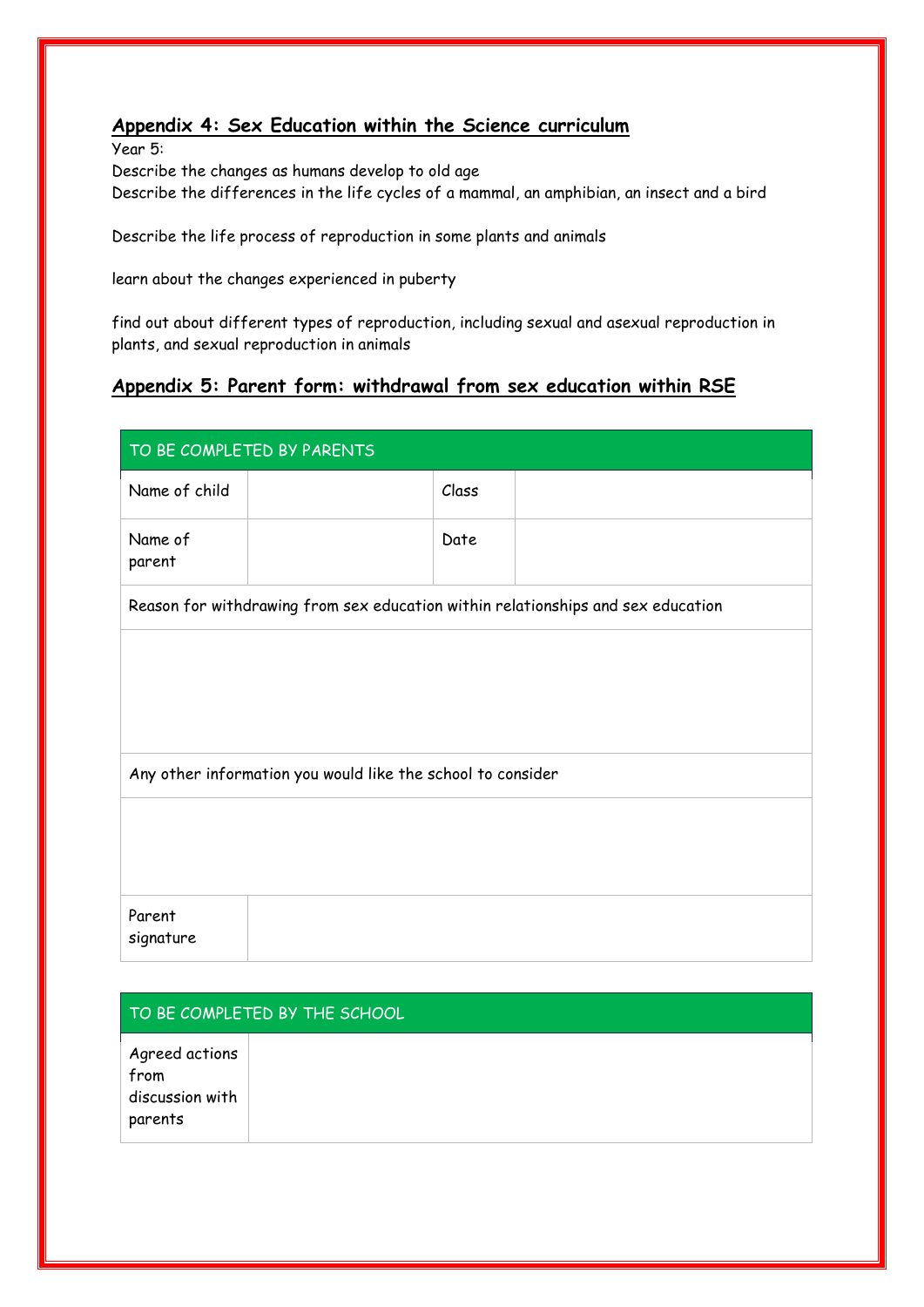## Appendix 4: Sex Education within the Science curriculum

Year 5:

Describe the changes as humans develop to old age

Describe the differences in the life cycles of a mammal, an amphibian, an insect and a bird

Describe the life process of reproduction in some plants and animals

learn about the changes experienced in puberty

find out about different types of reproduction, including sexual and asexual reproduction in plants, and sexual reproduction in animals

## Appendix 5: Parent form: withdrawal from sex education within RSE

| TO BE COMPLETED BY PARENTS | | | |
|---|---|---|---|
| Name of child | | Class | |
| Name of parent | | Date | |
| Reason for withdrawing from sex education within relationships and sex education | | | |
| | | | |
| Any other information you would like the school to consider | | | |
| | | | |
| Parent signature | | | |

| TO BE COMPLETED BY THE SCHOOL | |
|---|---|
| Agreed actions from discussion with parents | |